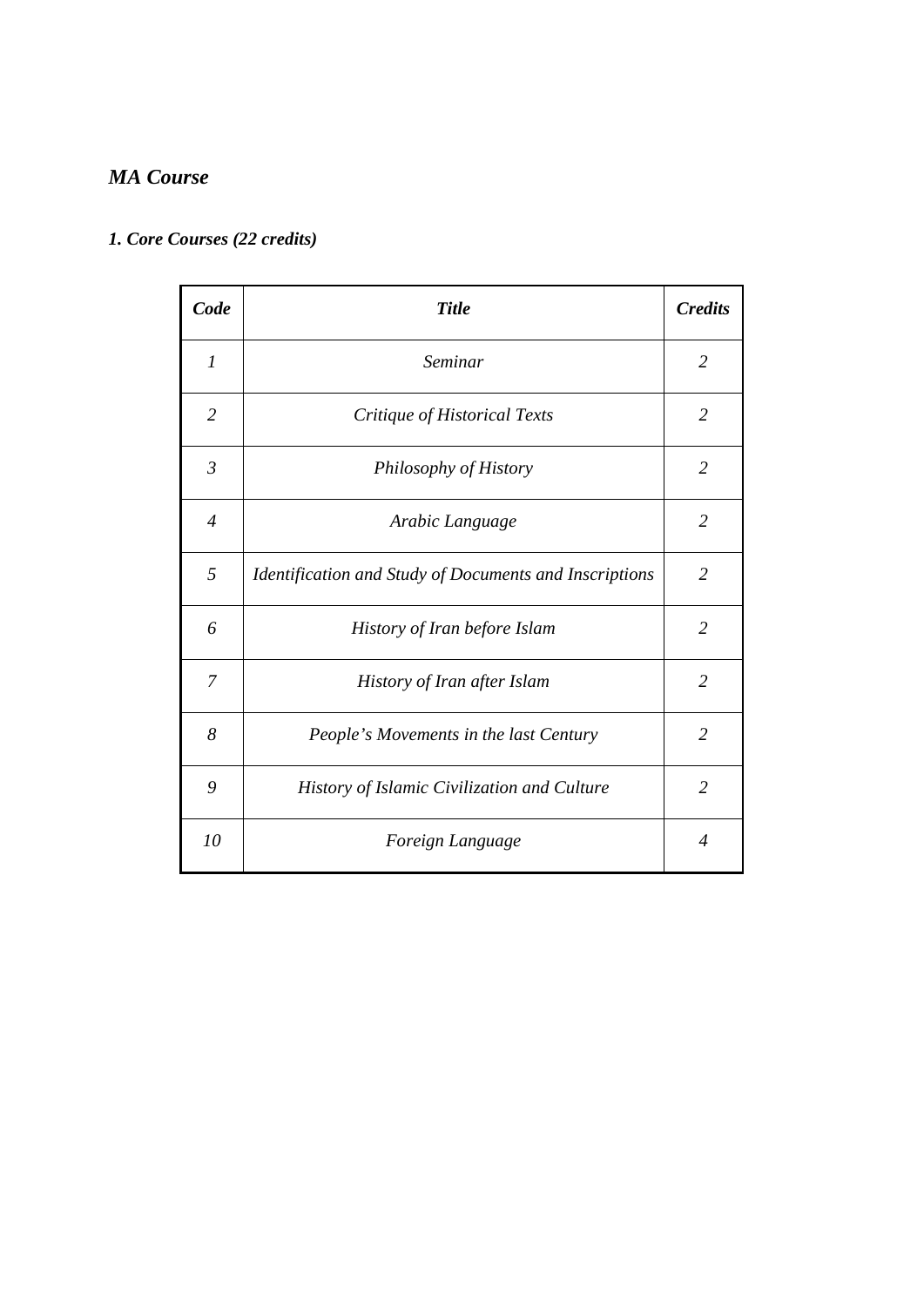## *MA Course*

### *1. Core Courses (22 credits)*

| ***Code*** | ***Title*** | ***Credits*** |
|---|---|---|
| *1* | *Seminar* | *2* |
| *2* | *Critique of Historical Texts* | *2* |
| *3* | *Philosophy of History* | *2* |
| *4* | *Arabic Language* | *2* |
| *5* | *Identification and Study of Documents and Inscriptions* | *2* |
| *6* | *History of Iran before Islam* | *2* |
| *7* | *History of Iran after Islam* | *2* |
| *8* | *People's Movements in the last Century* | *2* |
| *9* | *History of Islamic Civilization and Culture* | *2* |
| *10* | *Foreign Language* | *4* |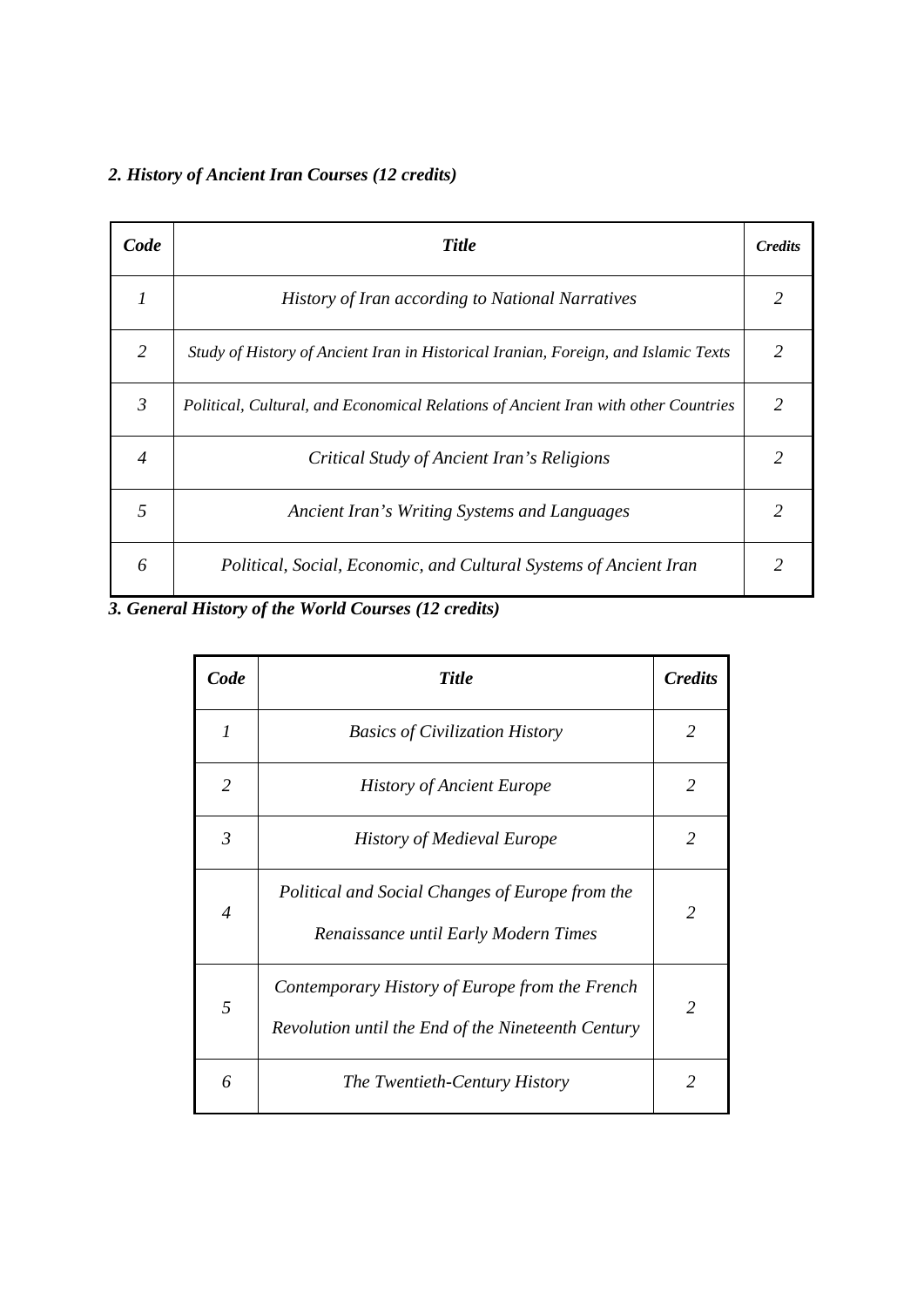***2. History of Ancient Iran Courses (12 credits)***

| ***Code*** | ***Title*** | ***Credits*** |
|---|---|---|
| *1* | *History of Iran according to National Narratives* | *2* |
| *2* | *Study of History of Ancient Iran in Historical Iranian, Foreign, and Islamic Texts* | *2* |
| *3* | *Political, Cultural, and Economical Relations of Ancient Iran with other Countries* | *2* |
| *4* | *Critical Study of Ancient Iran's Religions* | *2* |
| *5* | *Ancient Iran's Writing Systems and Languages* | *2* |
| *6* | *Political, Social, Economic, and Cultural Systems of Ancient Iran* | *2* |

***3. General History of the World Courses (12 credits)***

| ***Code*** | ***Title*** | ***Credits*** |
|---|---|---|
| *1* | *Basics of Civilization History* | *2* |
| *2* | *History of Ancient Europe* | *2* |
| *3* | *History of Medieval Europe* | *2* |
| *4* | *Political and Social Changes of Europe from the Renaissance until Early Modern Times* | *2* |
| *5* | *Contemporary History of Europe from the French Revolution until the End of the Nineteenth Century* | *2* |
| *6* | *The Twentieth-Century History* | *2* |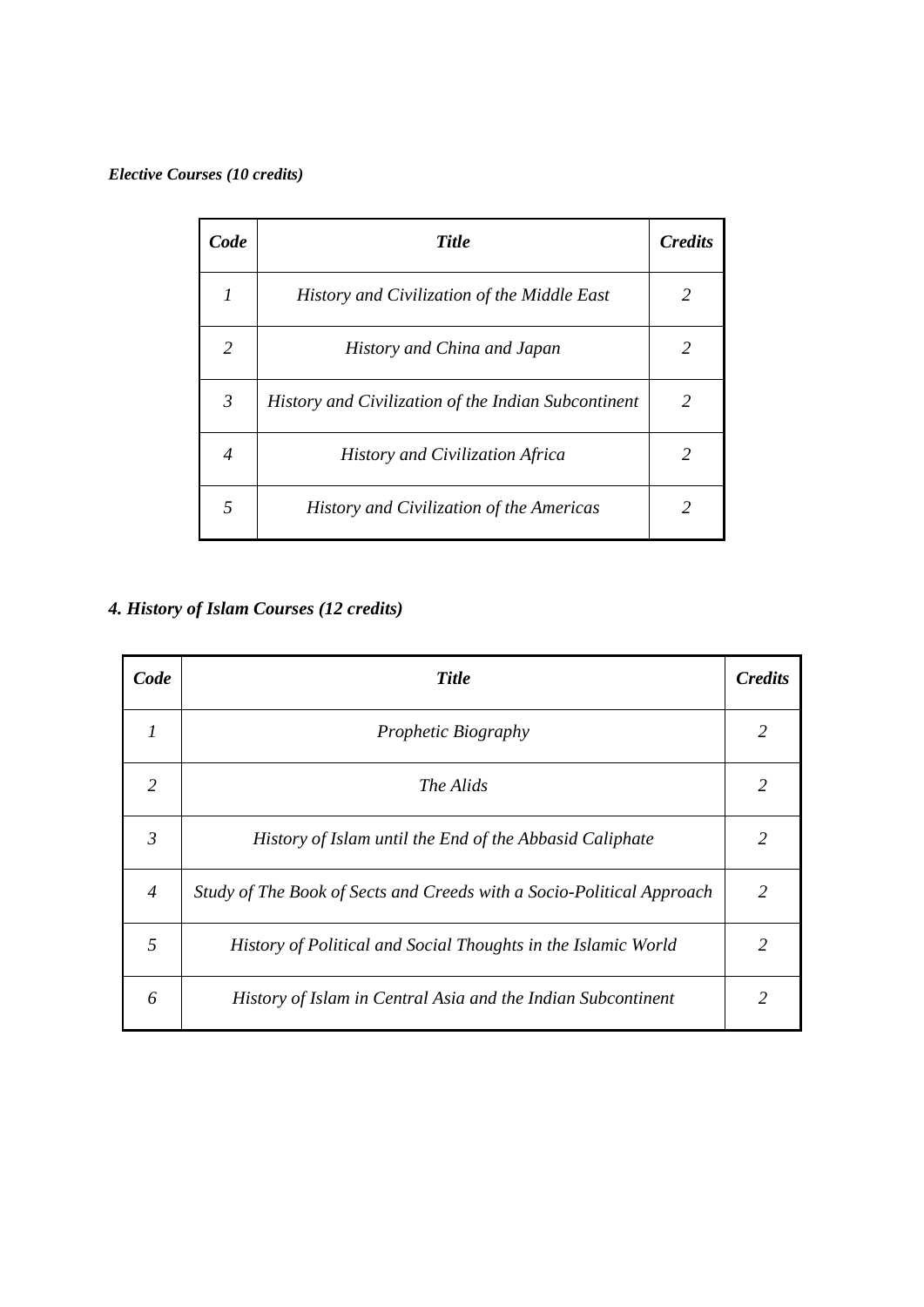***Elective Courses (10 credits)***

| ***Code*** | ***Title*** | ***Credits*** |
|---|---|---|
| *1* | *History and Civilization of the Middle East* | *2* |
| *2* | *History and China and Japan* | *2* |
| *3* | *History and Civilization of the Indian Subcontinent* | *2* |
| *4* | *History and Civilization Africa* | *2* |
| *5* | *History and Civilization of the Americas* | *2* |

### ***4. History of Islam Courses (12 credits)***

| ***Code*** | ***Title*** | ***Credits*** |
|---|---|---|
| *1* | *Prophetic Biography* | *2* |
| *2* | *The Alids* | *2* |
| *3* | *History of Islam until the End of the Abbasid Caliphate* | *2* |
| *4* | *Study of The Book of Sects and Creeds with a Socio-Political Approach* | *2* |
| *5* | *History of Political and Social Thoughts in the Islamic World* | *2* |
| *6* | *History of Islam in Central Asia and the Indian Subcontinent* | *2* |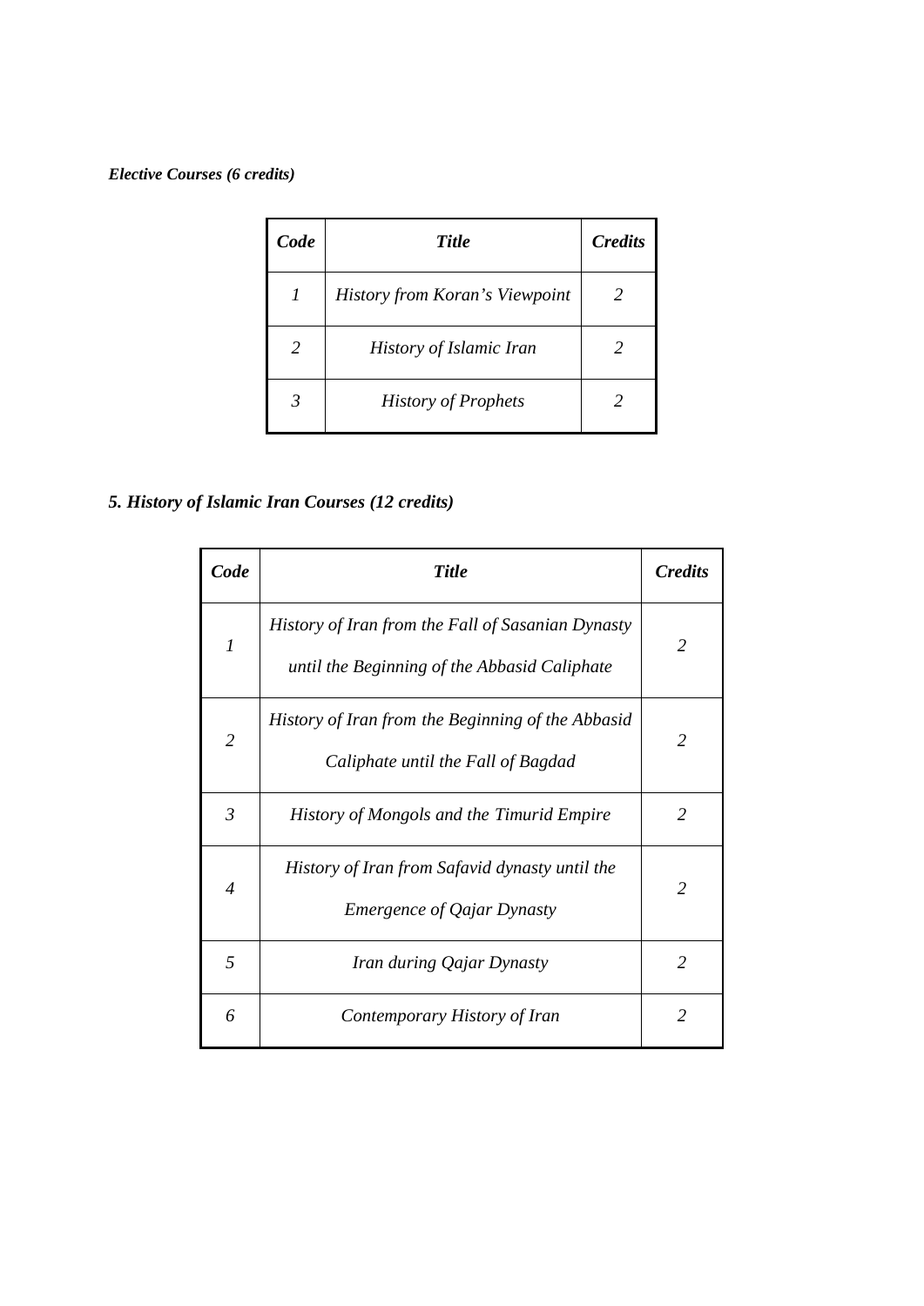***Elective Courses (6 credits)***

| ***Code*** | ***Title*** | ***Credits*** |
|---|---|---|
| *1* | *History from Koran's Viewpoint* | *2* |
| *2* | *History of Islamic Iran* | *2* |
| *3* | *History of Prophets* | *2* |

## ***5. History of Islamic Iran Courses (12 credits)***

| ***Code*** | ***Title*** | ***Credits*** |
|---|---|---|
| *1* | *History of Iran from the Fall of Sasanian Dynasty until the Beginning of the Abbasid Caliphate* | *2* |
| *2* | *History of Iran from the Beginning of the Abbasid Caliphate until the Fall of Bagdad* | *2* |
| *3* | *History of Mongols and the Timurid Empire* | *2* |
| *4* | *History of Iran from Safavid dynasty until the Emergence of Qajar Dynasty* | *2* |
| *5* | *Iran during Qajar Dynasty* | *2* |
| *6* | *Contemporary History of Iran* | *2* |